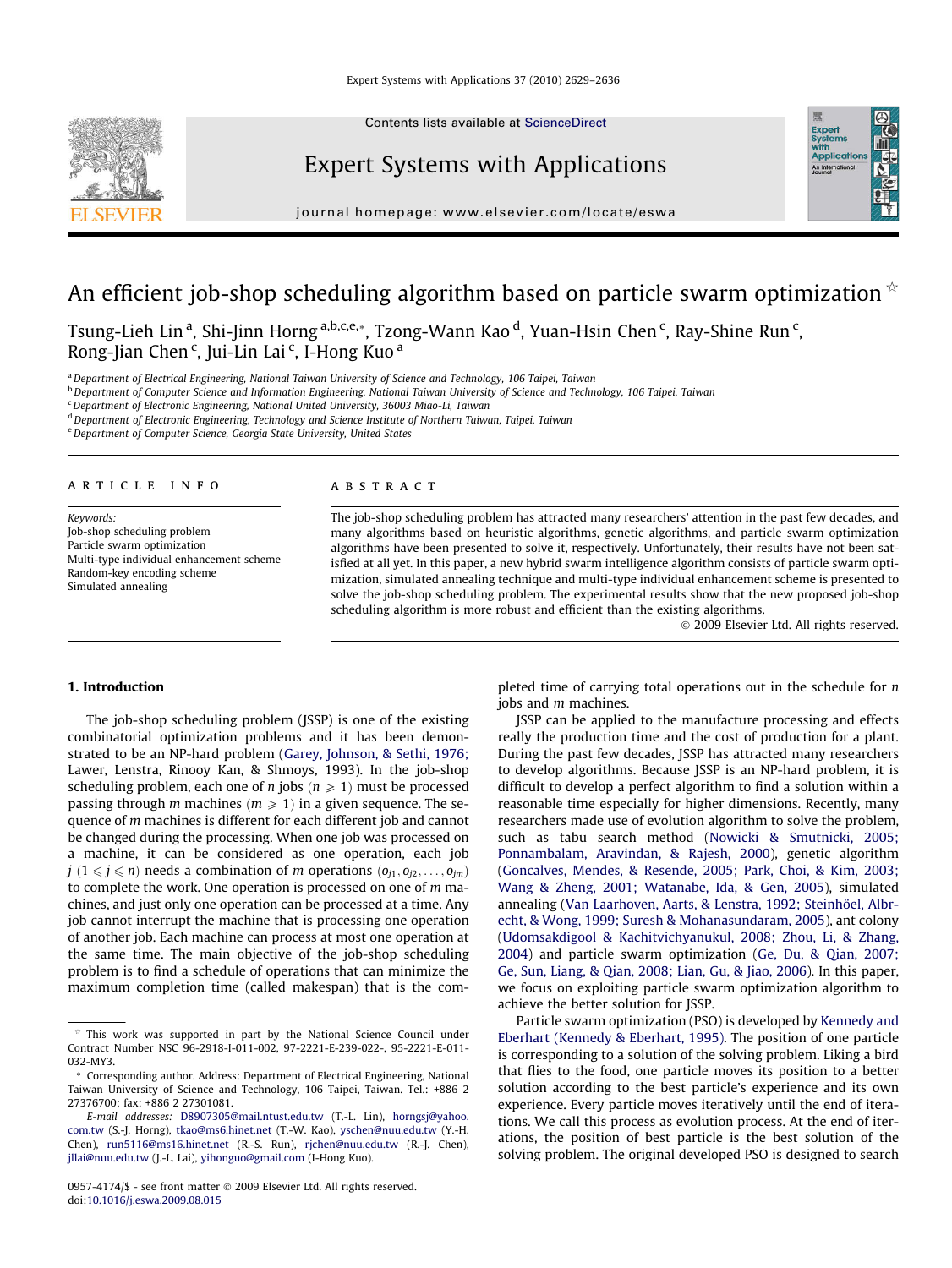# An efficient job-shop scheduling algorithm based on particle swarm optimization ☆

Tsung-Lieh Lin [a], Shi-Jinn Horng [a,b,c,e,*], Tzong-Wann Kao [d], Yuan-Hsin Chen [c], Ray-Shine Run [c], Rong-Jian Chen [c], Jui-Lin Lai [c], I-Hong Kuo [a]

[a] Department of Electrical Engineering, National Taiwan University of Science and Technology, 106 Taipei, Taiwan
[b] Department of Computer Science and Information Engineering, National Taiwan University of Science and Technology, 106 Taipei, Taiwan
[c] Department of Electronic Engineering, National United University, 36003 Miao-Li, Taiwan
[d] Department of Electronic Engineering, Technology and Science Institute of Northern Taiwan, Taipei, Taiwan
[e] Department of Computer Science, Georgia State University, United States

**ARTICLE INFO**

*Keywords:*
Job-shop scheduling problem
Particle swarm optimization
Multi-type individual enhancement scheme
Random-key encoding scheme
Simulated annealing

**ABSTRACT**

The job-shop scheduling problem has attracted many researchers' attention in the past few decades, and many algorithms based on heuristic algorithms, genetic algorithms, and particle swarm optimization algorithms have been presented to solve it, respectively. Unfortunately, their results have not been satisfied at all yet. In this paper, a new hybrid swarm intelligence algorithm consists of particle swarm optimization, simulated annealing technique and multi-type individual enhancement scheme is presented to solve the job-shop scheduling problem. The experimental results show that the new proposed job-shop scheduling algorithm is more robust and efficient than the existing algorithms.

© 2009 Elsevier Ltd. All rights reserved.

## 1. Introduction

The job-shop scheduling problem (JSSP) is one of the existing combinatorial optimization problems and it has been demonstrated to be an NP-hard problem (Garey, Johnson, & Sethi, 1976; Lawer, Lenstra, Rinooy Kan, & Shmoys, 1993). In the job-shop scheduling problem, each one of $n$ jobs ($n \geqslant 1$) must be processed passing through $m$ machines ($m \geqslant 1$) in a given sequence. The sequence of $m$ machines is different for each different job and cannot be changed during the processing. When one job was processed on a machine, it can be considered as one operation, each job $j$ ($1 \leqslant j \leqslant n$) needs a combination of $m$ operations ($o_{j1}, o_{j2}, \ldots, o_{jm}$) to complete the work. One operation is processed on one of $m$ machines, and just only one operation can be processed at a time. Any job cannot interrupt the machine that is processing one operation of another job. Each machine can process at most one operation at the same time. The main objective of the job-shop scheduling problem is to find a schedule of operations that can minimize the maximum completion time (called makespan) that is the completed time of carrying total operations out in the schedule for $n$ jobs and $m$ machines.

JSSP can be applied to the manufacture processing and effects really the production time and the cost of production for a plant. During the past few decades, JSSP has attracted many researchers to develop algorithms. Because JSSP is an NP-hard problem, it is difficult to develop a perfect algorithm to find a solution within a reasonable time especially for higher dimensions. Recently, many researchers made use of evolution algorithm to solve the problem, such as tabu search method (Nowicki & Smutnicki, 2005; Ponnambalam, Aravindan, & Rajesh, 2000), genetic algorithm (Goncalves, Mendes, & Resende, 2005; Park, Choi, & Kim, 2003; Wang & Zheng, 2001; Watanabe, Ida, & Gen, 2005), simulated annealing (Van Laarhoven, Aarts, & Lenstra, 1992; Steinhöel, Albrecht, & Wong, 1999; Suresh & Mohanasundaram, 2005), ant colony (Udomsakdigool & Kachitvichyanukul, 2008; Zhou, Li, & Zhang, 2004) and particle swarm optimization (Ge, Du, & Qian, 2007; Ge, Sun, Liang, & Qian, 2008; Lian, Gu, & Jiao, 2006). In this paper, we focus on exploiting particle swarm optimization algorithm to achieve the better solution for JSSP.

Particle swarm optimization (PSO) is developed by Kennedy and Eberhart (Kennedy & Eberhart, 1995). The position of one particle is corresponding to a solution of the solving problem. Liking a bird that flies to the food, one particle moves its position to a better solution according to the best particle's experience and its own experience. Every particle moves iteratively until the end of iterations. We call this process as evolution process. At the end of iterations, the position of best particle is the best solution of the solving problem. The original developed PSO is designed to search

---

☆ This work was supported in part by the National Science Council under Contract Number NSC 96-2918-I-011-002, 97-2221-E-239-022-, 95-2221-E-011-032-MY3.

\* Corresponding author. Address: Department of Electrical Engineering, National Taiwan University of Science and Technology, 106 Taipei, Taiwan. Tel.: +886 2 27376700; fax: +886 2 27301081.

*E-mail addresses:* D8907305@mail.ntust.edu.tw (T.-L. Lin), horngsj@yahoo.com.tw (S.-J. Horng), tkao@ms6.hinet.net (T.-W. Kao), yschen@nuu.edu.tw (Y.-H. Chen), run5116@ms16.hinet.net (R.-S. Run), rjchen@nuu.edu.tw (R.-J. Chen), jllai@nuu.edu.tw (J.-L. Lai), yihonguo@gmail.com (I-Hong Kuo).

0957-4174/$ - see front matter © 2009 Elsevier Ltd. All rights reserved.
doi:10.1016/j.eswa.2009.08.015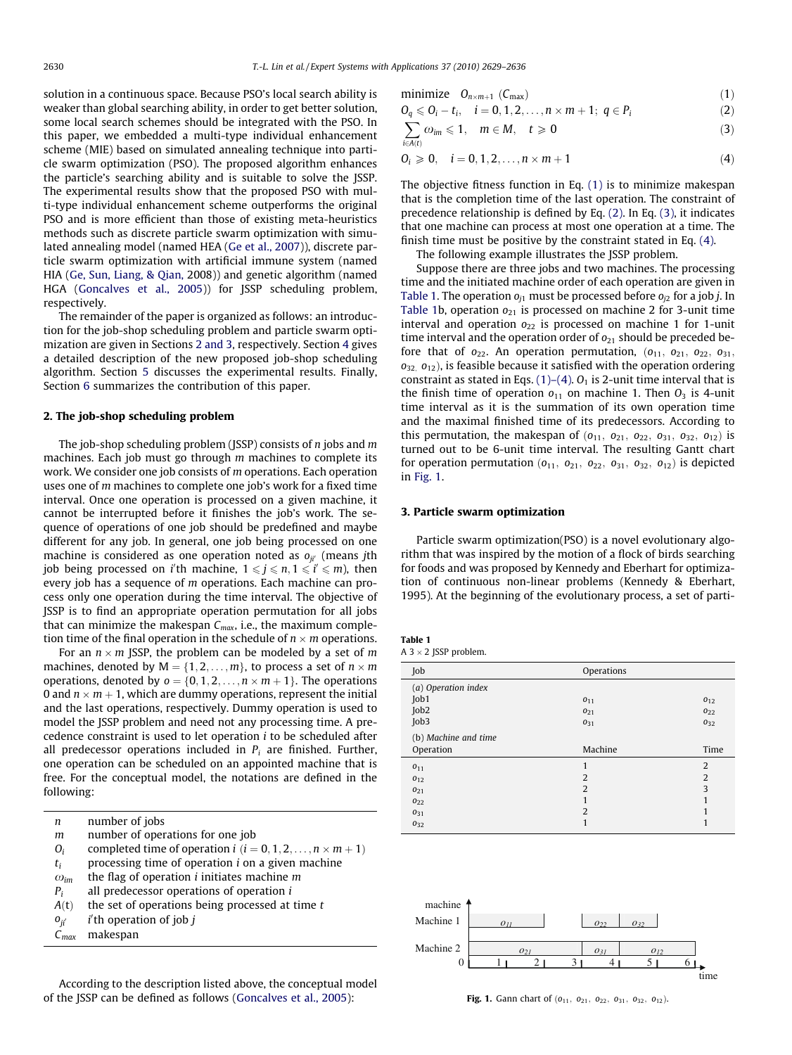solution in a continuous space. Because PSO's local search ability is weaker than global searching ability, in order to get better solution, some local search schemes should be integrated with the PSO. In this paper, we embedded a multi-type individual enhancement scheme (MIE) based on simulated annealing technique into particle swarm optimization (PSO). The proposed algorithm enhances the particle's searching ability and is suitable to solve the JSSP. The experimental results show that the proposed PSO with multi-type individual enhancement scheme outperforms the original PSO and is more efficient than those of existing meta-heuristics methods such as discrete particle swarm optimization with simulated annealing model (named HEA (Ge et al., 2007)), discrete particle swarm optimization with artificial immune system (named HIA (Ge, Sun, Liang, & Qian, 2008)) and genetic algorithm (named HGA (Goncalves et al., 2005)) for JSSP scheduling problem, respectively.

The remainder of the paper is organized as follows: an introduction for the job-shop scheduling problem and particle swarm optimization are given in Sections 2 and 3, respectively. Section 4 gives a detailed description of the new proposed job-shop scheduling algorithm. Section 5 discusses the experimental results. Finally, Section 6 summarizes the contribution of this paper.

## 2. The job-shop scheduling problem

The job-shop scheduling problem (JSSP) consists of $n$ jobs and $m$ machines. Each job must go through $m$ machines to complete its work. We consider one job consists of $m$ operations. Each operation uses one of $m$ machines to complete one job's work for a fixed time interval. Once one operation is processed on a given machine, it cannot be interrupted before it finishes the job's work. The sequence of operations of one job should be predefined and maybe different for any job. In general, one job being processed on one machine is considered as one operation noted as $o_{ji'}$ (means $j$th job being processed on $i'$th machine, $1 \leqslant j \leqslant n, 1 \leqslant i' \leqslant m$), then every job has a sequence of $m$ operations. Each machine can process only one operation during the time interval. The objective of JSSP is to find an appropriate operation permutation for all jobs that can minimize the makespan $C_{max}$, i.e., the maximum completion time of the final operation in the schedule of $n \times m$ operations.

For an $n \times m$ JSSP, the problem can be modeled by a set of $m$ machines, denoted by $\mathrm{M} = \{1, 2, \ldots, m\}$, to process a set of $n \times m$ operations, denoted by $o = \{0, 1, 2, \ldots, n \times m + 1\}$. The operations 0 and $n \times m + 1$, which are dummy operations, represent the initial and the last operations, respectively. Dummy operation is used to model the JSSP problem and need not any processing time. A precedence constraint is used to let operation $i$ to be scheduled after all predecessor operations included in $P_i$ are finished. Further, one operation can be scheduled on an appointed machine that is free. For the conceptual model, the notations are defined in the following:

| | |
|---|---|
| $n$ | number of jobs |
| $m$ | number of operations for one job |
| $O_i$ | completed time of operation $i$ $(i = 0, 1, 2, \ldots, n \times m + 1)$ |
| $t_i$ | processing time of operation $i$ on a given machine |
| $\omega_{im}$ | the flag of operation $i$ initiates machine $m$ |
| $P_i$ | all predecessor operations of operation $i$ |
| $A(t)$ | the set of operations being processed at time $t$ |
| $o_{ji'}$ | $i'$th operation of job $j$ |
| $C_{max}$ | makespan |

According to the description listed above, the conceptual model of the JSSP can be defined as follows (Goncalves et al., 2005):

$$\text{minimize} \quad O_{n \times m+1} \; (C_{\max}) \tag{1}$$

$$O_q \leqslant O_i - t_i, \quad i = 0, 1, 2, \ldots, n \times m + 1; \; q \in P_i \tag{2}$$

$$\sum_{i \in A(t)} \omega_{im} \leqslant 1, \quad m \in M, \quad t \geqslant 0 \tag{3}$$

$$O_i \geqslant 0, \quad i = 0, 1, 2, \ldots, n \times m + 1 \tag{4}$$

The objective fitness function in Eq. (1) is to minimize makespan that is the completion time of the last operation. The constraint of precedence relationship is defined by Eq. (2). In Eq. (3), it indicates that one machine can process at most one operation at a time. The finish time must be positive by the constraint stated in Eq. (4).

The following example illustrates the JSSP problem.

Suppose there are three jobs and two machines. The processing time and the initiated machine order of each operation are given in Table 1. The operation $o_{j1}$ must be processed before $o_{j2}$ for a job $j$. In Table 1b, operation $o_{21}$ is processed on machine 2 for 3-unit time interval and operation $o_{22}$ is processed on machine 1 for 1-unit time interval and the operation order of $o_{21}$ should be preceded before that of $o_{22}$. An operation permutation, $(o_{11}, o_{21}, o_{22}, o_{31}, o_{32}, o_{12})$, is feasible because it satisfied with the operation ordering constraint as stated in Eqs. (1)–(4). $O_1$ is 2-unit time interval that is the finish time of operation $o_{11}$ on machine 1. Then $O_3$ is 4-unit time interval as it is the summation of its own operation time and the maximal finished time of its predecessors. According to this permutation, the makespan of $(o_{11}, o_{21}, o_{22}, o_{31}, o_{32}, o_{12})$ is turned out to be 6-unit time interval. The resulting Gantt chart for operation permutation $(o_{11}, o_{21}, o_{22}, o_{31}, o_{32}, o_{12})$ is depicted in Fig. 1.

## 3. Particle swarm optimization

Particle swarm optimization(PSO) is a novel evolutionary algorithm that was inspired by the motion of a flock of birds searching for foods and was proposed by Kennedy and Eberhart for optimization of continuous non-linear problems (Kennedy & Eberhart, 1995). At the beginning of the evolutionary process, a set of parti-

**Table 1**
A $3 \times 2$ JSSP problem.

| Job | Operations | |
|---|---|---|
| *(a) Operation index* | | |
| Job1 | $o_{11}$ | $o_{12}$ |
| Job2 | $o_{21}$ | $o_{22}$ |
| Job3 | $o_{31}$ | $o_{32}$ |
| *(b) Machine and time* | | |
| Operation | Machine | Time |
| $o_{11}$ | 1 | 2 |
| $o_{12}$ | 2 | 2 |
| $o_{21}$ | 2 | 3 |
| $o_{22}$ | 1 | 1 |
| $o_{31}$ | 2 | 1 |
| $o_{32}$ | 1 | 1 |

**Fig. 1.** Gann chart of $(o_{11}, o_{21}, o_{22}, o_{31}, o_{32}, o_{12})$.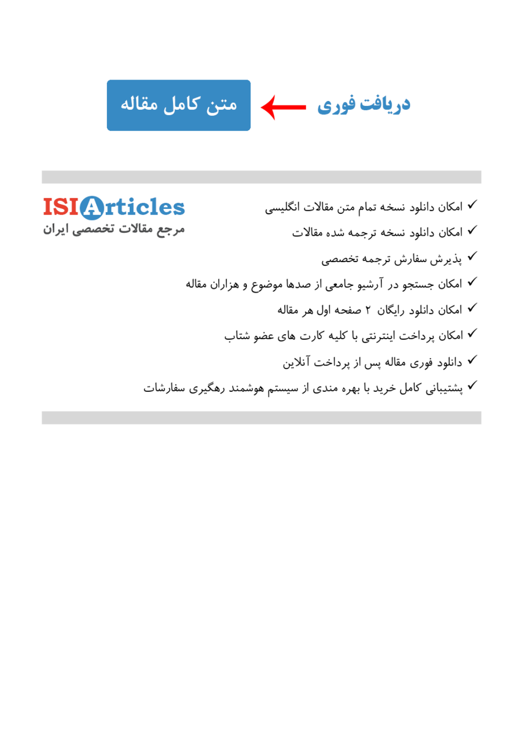دریافت فوری ← **متن کامل مقاله**

**ISIArticles**
مرجع مقالات تخصصی ایران

- ✓ امکان دانلود نسخه تمام متن مقالات انگلیسی
- ✓ امکان دانلود نسخه ترجمه شده مقالات
- ✓ پذیرش سفارش ترجمه تخصصی
- ✓ امکان جستجو در آرشیو جامعی از صدها موضوع و هزاران مقاله
- ✓ امکان دانلود رایگان ۲ صفحه اول هر مقاله
- ✓ امکان پرداخت اینترنتی با کلیه کارت های عضو شتاب
- ✓ دانلود فوری مقاله پس از پرداخت آنلاین
- ✓ پشتیبانی کامل خرید با بهره مندی از سیستم هوشمند رهگیری سفارشات